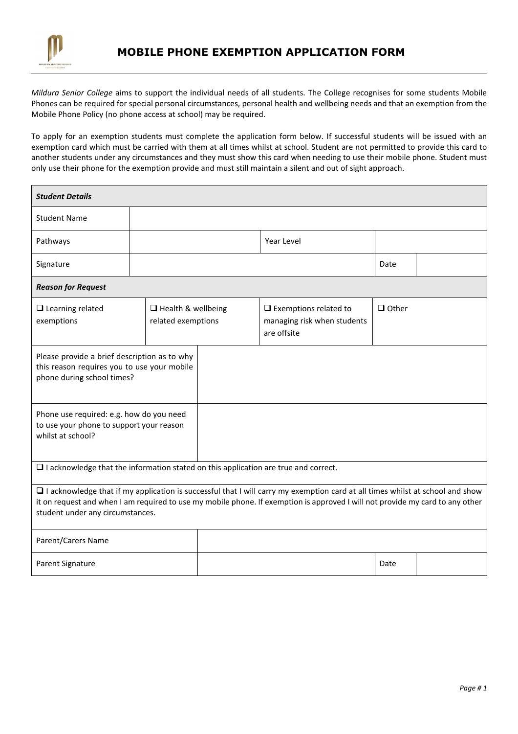# MOBILE PHONE EXEMPTION APPLICATION FORM

*Mildura Senior College* aims to support the individual needs of all students. The College recognises for some students Mobile Phones can be required for special personal circumstances, personal health and wellbeing needs and that an exemption from the Mobile Phone Policy (no phone access at school) may be required.

To apply for an exemption students must complete the application form below. If successful students will be issued with an exemption card which must be carried with them at all times whilst at school. Student are not permitted to provide this card to another students under any circumstances and they must show this card when needing to use their mobile phone. Student must only use their phone for the exemption provide and must still maintain a silent and out of sight approach.

| | | | |
|---|---|---|---|
| ***Student Details*** | | | |
| Student Name | | | |
| Pathways | | Year Level | |
| Signature | | Date | |
| ***Reason for Request*** | | | |
| ❑ Learning related exemptions | ❑ Health & wellbeing related exemptions | ❑ Exemptions related to managing risk when students are offsite | ❑ Other |
| Please provide a brief description as to why this reason requires you to use your mobile phone during school times? | | | |
| Phone use required: e.g. how do you need to use your phone to support your reason whilst at school? | | | |
| ❑ I acknowledge that the information stated on this application are true and correct. | | | |
| ❑ I acknowledge that if my application is successful that I will carry my exemption card at all times whilst at school and show it on request and when I am required to use my mobile phone. If exemption is approved I will not provide my card to any other student under any circumstances. | | | |
| Parent/Carers Name | | | |
| Parent Signature | | Date | |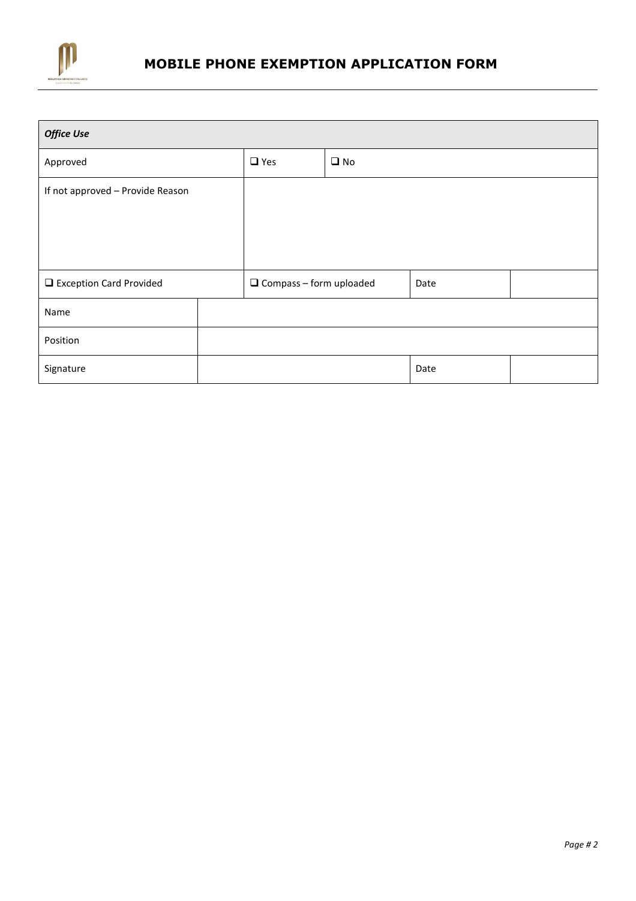# MOBILE PHONE EXEMPTION APPLICATION FORM

| *Office Use* | | | | |
|---|---|---|---|---|
| Approved | ❑ Yes | ❑ No | | |
| If not approved – Provide Reason | | | | |
| ❑ Exception Card Provided | ❑ Compass – form uploaded | | Date | |
| Name | | | | |
| Position | | | | |
| Signature | | | Date | |